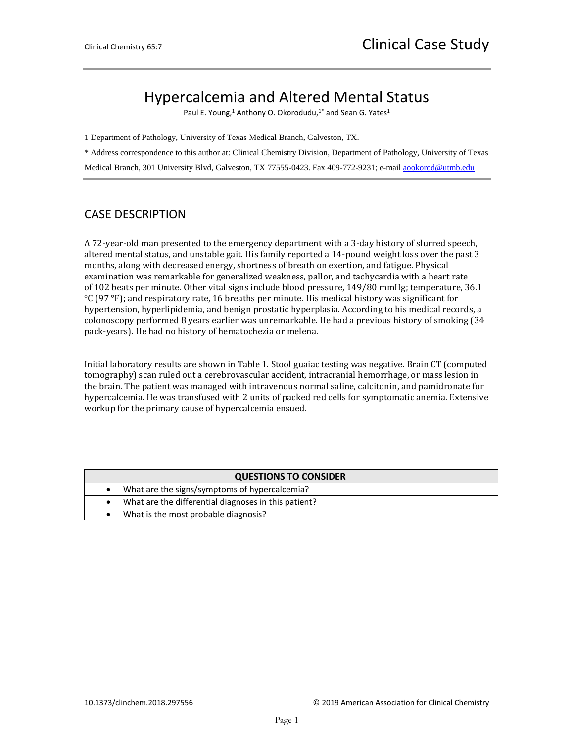# Hypercalcemia and Altered Mental Status

Paul E. Young,[1] Anthony O. Okorodudu,[1*] and Sean G. Yates[1]

1 Department of Pathology, University of Texas Medical Branch, Galveston, TX.

* Address correspondence to this author at: Clinical Chemistry Division, Department of Pathology, University of Texas Medical Branch, 301 University Blvd, Galveston, TX 77555-0423. Fax 409-772-9231; e-mail aookorod@utmb.edu

## CASE DESCRIPTION

A 72-year-old man presented to the emergency department with a 3-day history of slurred speech, altered mental status, and unstable gait. His family reported a 14-pound weight loss over the past 3 months, along with decreased energy, shortness of breath on exertion, and fatigue. Physical examination was remarkable for generalized weakness, pallor, and tachycardia with a heart rate of 102 beats per minute. Other vital signs include blood pressure, 149/80 mmHg; temperature, 36.1 °C (97 °F); and respiratory rate, 16 breaths per minute. His medical history was significant for hypertension, hyperlipidemia, and benign prostatic hyperplasia. According to his medical records, a colonoscopy performed 8 years earlier was unremarkable. He had a previous history of smoking (34 pack-years). He had no history of hematochezia or melena.

Initial laboratory results are shown in Table 1. Stool guaiac testing was negative. Brain CT (computed tomography) scan ruled out a cerebrovascular accident, intracranial hemorrhage, or mass lesion in the brain. The patient was managed with intravenous normal saline, calcitonin, and pamidronate for hypercalcemia. He was transfused with 2 units of packed red cells for symptomatic anemia. Extensive workup for the primary cause of hypercalcemia ensued.

| QUESTIONS TO CONSIDER |
|---|
| • What are the signs/symptoms of hypercalcemia? |
| • What are the differential diagnoses in this patient? |
| • What is the most probable diagnosis? |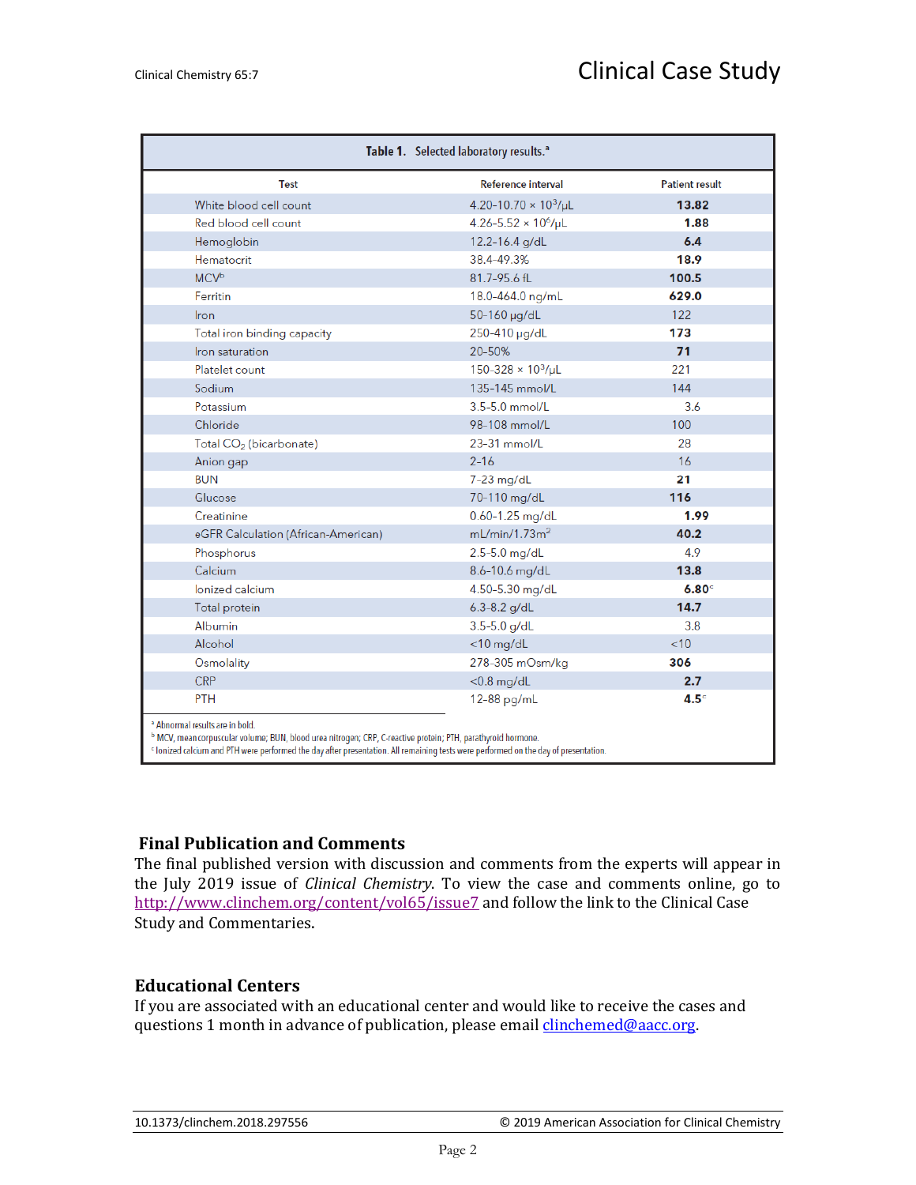**Table 1.** Selected laboratory results.[a]

| Test | Reference interval | Patient result |
|---|---|---|
| White blood cell count | 4.20-10.70 × $10^3$/μL | **13.82** |
| Red blood cell count | 4.26-5.52 × $10^6$/μL | **1.88** |
| Hemoglobin | 12.2-16.4 g/dL | **6.4** |
| Hematocrit | 38.4-49.3% | **18.9** |
| MCV[b] | 81.7-95.6 fL | **100.5** |
| Ferritin | 18.0-464.0 ng/mL | **629.0** |
| Iron | 50-160 μg/dL | 122 |
| Total iron binding capacity | 250-410 μg/dL | **173** |
| Iron saturation | 20-50% | **71** |
| Platelet count | 150-328 × $10^3$/μL | 221 |
| Sodium | 135-145 mmol/L | 144 |
| Potassium | 3.5-5.0 mmol/L | 3.6 |
| Chloride | 98-108 mmol/L | 100 |
| Total $CO_2$ (bicarbonate) | 23-31 mmol/L | 28 |
| Anion gap | 2-16 | 16 |
| BUN | 7-23 mg/dL | **21** |
| Glucose | 70-110 mg/dL | **116** |
| Creatinine | 0.60-1.25 mg/dL | **1.99** |
| eGFR Calculation (African-American) | mL/min/1.73m$^2$ | **40.2** |
| Phosphorus | 2.5-5.0 mg/dL | 4.9 |
| Calcium | 8.6-10.6 mg/dL | **13.8** |
| Ionized calcium | 4.50-5.30 mg/dL | **6.80**[c] |
| Total protein | 6.3-8.2 g/dL | **14.7** |
| Albumin | 3.5-5.0 g/dL | 3.8 |
| Alcohol | <10 mg/dL | <10 |
| Osmolality | 278-305 mOsm/kg | **306** |
| CRP | <0.8 mg/dL | **2.7** |
| PTH | 12-88 pg/mL | **4.5**[c] |

[a] Abnormal results are in bold.
[b] MCV, mean corpuscular volume; BUN, blood urea nitrogen; CRP, C-reactive protein; PTH, parathyroid hormone.
[c] Ionized calcium and PTH were performed the day after presentation. All remaining tests were performed on the day of presentation.

## Final Publication and Comments

The final published version with discussion and comments from the experts will appear in the July 2019 issue of *Clinical Chemistry*. To view the case and comments online, go to http://www.clinchem.org/content/vol65/issue7 and follow the link to the Clinical Case Study and Commentaries.

## Educational Centers

If you are associated with an educational center and would like to receive the cases and questions 1 month in advance of publication, please email clinchemed@aacc.org.

10.1373/clinchem.2018.297556 © 2019 American Association for Clinical Chemistry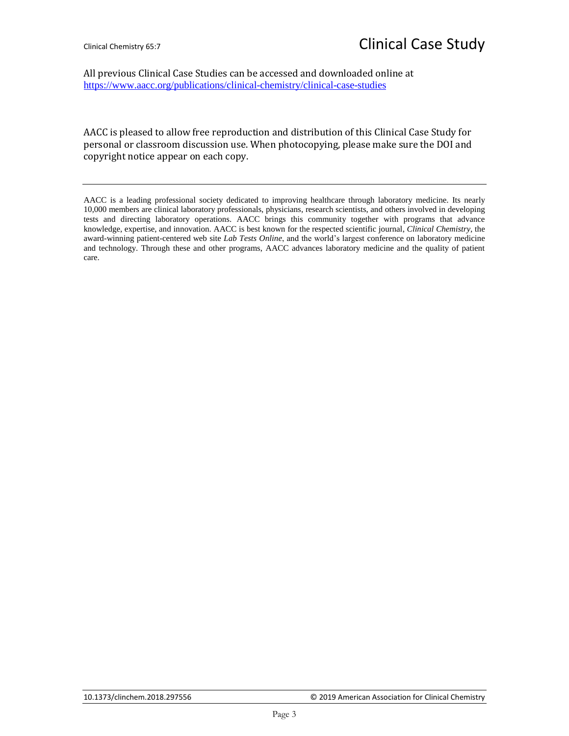All previous Clinical Case Studies can be accessed and downloaded online at https://www.aacc.org/publications/clinical-chemistry/clinical-case-studies

AACC is pleased to allow free reproduction and distribution of this Clinical Case Study for personal or classroom discussion use. When photocopying, please make sure the DOI and copyright notice appear on each copy.

---

AACC is a leading professional society dedicated to improving healthcare through laboratory medicine. Its nearly 10,000 members are clinical laboratory professionals, physicians, research scientists, and others involved in developing tests and directing laboratory operations. AACC brings this community together with programs that advance knowledge, expertise, and innovation. AACC is best known for the respected scientific journal, *Clinical Chemistry*, the award-winning patient-centered web site *Lab Tests Online*, and the world's largest conference on laboratory medicine and technology. Through these and other programs, AACC advances laboratory medicine and the quality of patient care.

10.1373/clinchem.2018.297556 © 2019 American Association for Clinical Chemistry